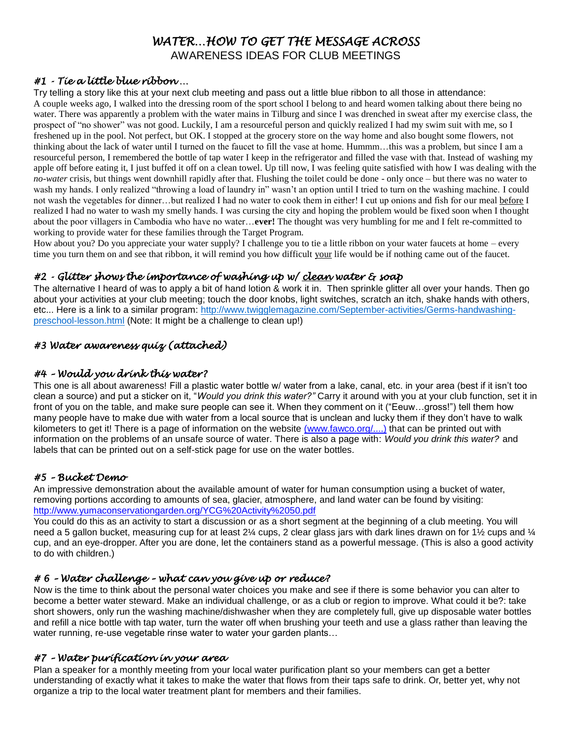# *WATER…HOW TO GET THE MESSAGE ACROSS*

AWARENESS IDEAS FOR CLUB MEETINGS

### *#1 - Tie a little blue ribbon…*

Try telling a story like this at your next club meeting and pass out a little blue ribbon to all those in attendance:
A couple weeks ago, I walked into the dressing room of the sport school I belong to and heard women talking about there being no water. There was apparently a problem with the water mains in Tilburg and since I was drenched in sweat after my exercise class, the prospect of "no shower" was not good. Luckily, I am a resourceful person and quickly realized I had my swim suit with me, so I freshened up in the pool. Not perfect, but OK. I stopped at the grocery store on the way home and also bought some flowers, not thinking about the lack of water until I turned on the faucet to fill the vase at home. Hummm…this was a problem, but since I am a resourceful person, I remembered the bottle of tap water I keep in the refrigerator and filled the vase with that. Instead of washing my apple off before eating it, I just buffed it off on a clean towel. Up till now, I was feeling quite satisfied with how I was dealing with the *no-water* crisis, but things went downhill rapidly after that. Flushing the toilet could be done - only once – but there was no water to wash my hands. I only realized "throwing a load of laundry in" wasn't an option until I tried to turn on the washing machine. I could not wash the vegetables for dinner…but realized I had no water to cook them in either! I cut up onions and fish for our meal <u>before</u> I realized I had no water to wash my smelly hands. I was cursing the city and hoping the problem would be fixed soon when I thought about the poor villagers in Cambodia who have no water…**ever!** The thought was very humbling for me and I felt re-committed to working to provide water for these families through the Target Program.
How about you? Do you appreciate your water supply? I challenge you to tie a little ribbon on your water faucets at home – every time you turn them on and see that ribbon, it will remind you how difficult <u>your</u> life would be if nothing came out of the faucet.

### *#2 - Glitter shows the importance of washing up w/ <u>clean</u> water & soap*

The alternative I heard of was to apply a bit of hand lotion & work it in. Then sprinkle glitter all over your hands. Then go about your activities at your club meeting; touch the door knobs, light switches, scratch an itch, shake hands with others, etc... Here is a link to a similar program: http://www.twigglemagazine.com/September-activities/Germs-handwashing-preschool-lesson.html (Note: It might be a challenge to clean up!)

### *#3 Water awareness quiz (attached)*

### *#4 – Would you drink this water?*

This one is all about awareness! Fill a plastic water bottle w/ water from a lake, canal, etc. in your area (best if it isn't too clean a source) and put a sticker on it, "*Would you drink this water?"* Carry it around with you at your club function, set it in front of you on the table, and make sure people can see it. When they comment on it ("Eeuw…gross!") tell them how many people have to make due with water from a local source that is unclean and lucky them if they don't have to walk kilometers to get it! There is a page of information on the website (www.fawco.org/....) that can be printed out with information on the problems of an unsafe source of water. There is also a page with: *Would you drink this water?* and labels that can be printed out on a self-stick page for use on the water bottles.

### *#5 – Bucket Demo*

An impressive demonstration about the available amount of water for human consumption using a bucket of water, removing portions according to amounts of sea, glacier, atmosphere, and land water can be found by visiting: http://www.yumaconservationgarden.org/YCG%20Activity%2050.pdf
You could do this as an activity to start a discussion or as a short segment at the beginning of a club meeting. You will need a 5 gallon bucket, measuring cup for at least 2¼ cups, 2 clear glass jars with dark lines drawn on for 1½ cups and ¼ cup, and an eye-dropper. After you are done, let the containers stand as a powerful message. (This is also a good activity to do with children.)

### *# 6 – Water challenge – what can you give up or reduce?*

Now is the time to think about the personal water choices you make and see if there is some behavior you can alter to become a better water steward. Make an individual challenge, or as a club or region to improve. What could it be?: take short showers, only run the washing machine/dishwasher when they are completely full, give up disposable water bottles and refill a nice bottle with tap water, turn the water off when brushing your teeth and use a glass rather than leaving the water running, re-use vegetable rinse water to water your garden plants…

### *#7 – Water purification in your area*

Plan a speaker for a monthly meeting from your local water purification plant so your members can get a better understanding of exactly what it takes to make the water that flows from their taps safe to drink. Or, better yet, why not organize a trip to the local water treatment plant for members and their families.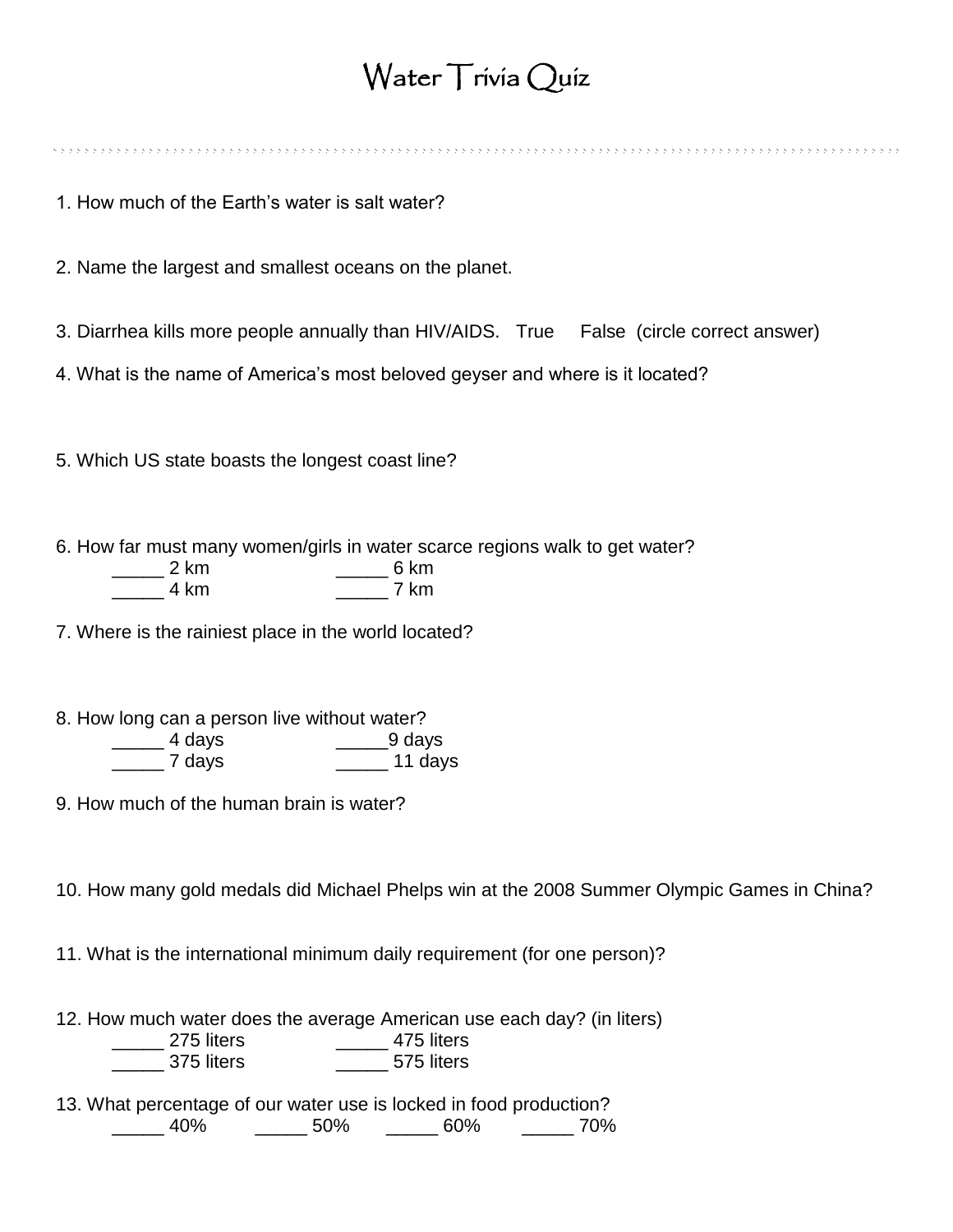# Water Trivia Quiz

1. How much of the Earth's water is salt water?

2. Name the largest and smallest oceans on the planet.

3. Diarrhea kills more people annually than HIV/AIDS.   True     False  (circle correct answer)

4. What is the name of America's most beloved geyser and where is it located?

5. Which US state boasts the longest coast line?

6. How far must many women/girls in water scarce regions walk to get water?

   _____ 2 km     _____ 6 km
   _____ 4 km     _____ 7 km

7. Where is the rainiest place in the world located?

8. How long can a person live without water?

   _____ 4 days     _____9 days
   _____ 7 days     _____ 11 days

9. How much of the human brain is water?

10. How many gold medals did Michael Phelps win at the 2008 Summer Olympic Games in China?

11. What is the international minimum daily requirement (for one person)?

12. How much water does the average American use each day? (in liters)

   _____ 275 liters     _____ 475 liters
   _____ 375 liters     _____ 575 liters

13. What percentage of our water use is locked in food production?

   _____ 40%     _____ 50%     _____ 60%     _____ 70%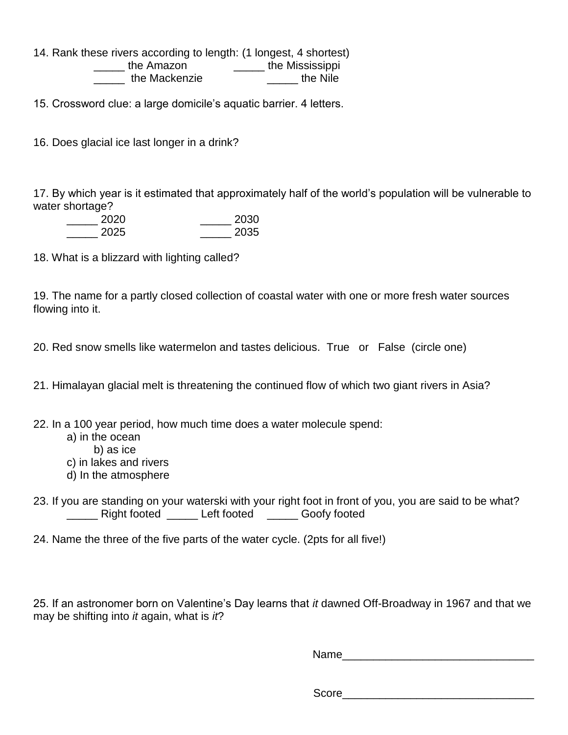14. Rank these rivers according to length: (1 longest, 4 shortest)

_____ the Amazon  _____ the Mississippi
_____ the Mackenzie  _____ the Nile

15. Crossword clue: a large domicile's aquatic barrier. 4 letters.

16. Does glacial ice last longer in a drink?

17. By which year is it estimated that approximately half of the world's population will be vulnerable to water shortage?

_____ 2020  _____ 2030
_____ 2025  _____ 2035

18. What is a blizzard with lighting called?

19. The name for a partly closed collection of coastal water with one or more fresh water sources flowing into it.

20. Red snow smells like watermelon and tastes delicious.  True  or  False  (circle one)

21. Himalayan glacial melt is threatening the continued flow of which two giant rivers in Asia?

22. In a 100 year period, how much time does a water molecule spend:

a) in the ocean
b) as ice
c) in lakes and rivers
d) In the atmosphere

23. If you are standing on your waterski with your right foot in front of you, you are said to be what?

_____ Right footed  _____ Left footed  _____ Goofy footed

24. Name the three of the five parts of the water cycle. (2pts for all five!)

25. If an astronomer born on Valentine's Day learns that *it* dawned Off-Broadway in 1967 and that we may be shifting into *it* again, what is *it*?

Name_______________________________

Score_______________________________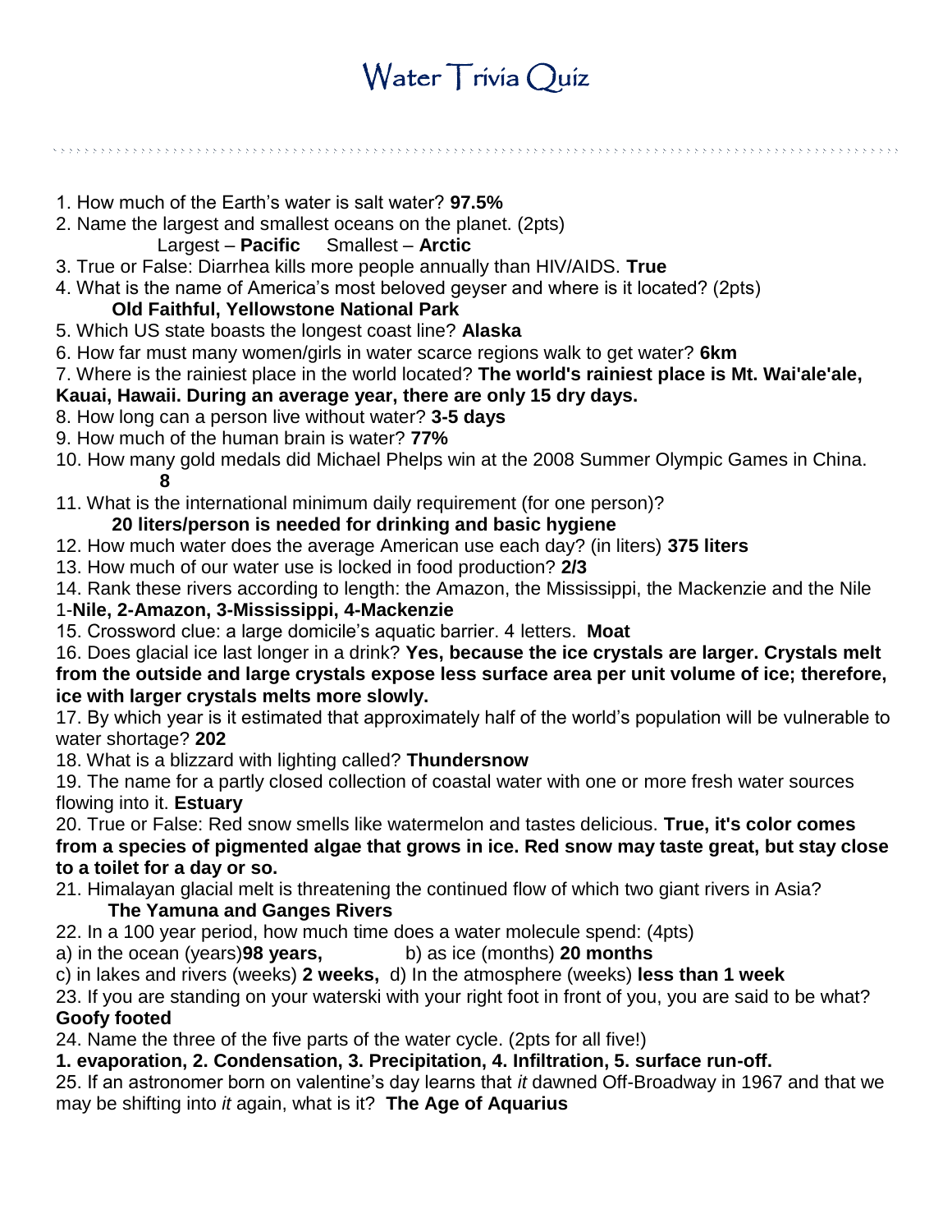# Water Trivia Quiz

1. How much of the Earth's water is salt water? **97.5%**
2. Name the largest and smallest oceans on the planet. (2pts)
   Largest – **Pacific** Smallest – **Arctic**
3. True or False: Diarrhea kills more people annually than HIV/AIDS. **True**
4. What is the name of America's most beloved geyser and where is it located? (2pts)
   **Old Faithful, Yellowstone National Park**
5. Which US state boasts the longest coast line? **Alaska**
6. How far must many women/girls in water scarce regions walk to get water? **6km**
7. Where is the rainiest place in the world located? **The world's rainiest place is Mt. Wai'ale'ale, Kauai, Hawaii. During an average year, there are only 15 dry days.**
8. How long can a person live without water? **3-5 days**
9. How much of the human brain is water? **77%**
10. How many gold medals did Michael Phelps win at the 2008 Summer Olympic Games in China.
    **8**
11. What is the international minimum daily requirement (for one person)?
    **20 liters/person is needed for drinking and basic hygiene**
12. How much water does the average American use each day? (in liters) **375 liters**
13. How much of our water use is locked in food production? **2/3**
14. Rank these rivers according to length: the Amazon, the Mississippi, the Mackenzie and the Nile
    1-**Nile, 2-Amazon, 3-Mississippi, 4-Mackenzie**
15. Crossword clue: a large domicile's aquatic barrier. 4 letters. **Moat**
16. Does glacial ice last longer in a drink? **Yes, because the ice crystals are larger. Crystals melt from the outside and large crystals expose less surface area per unit volume of ice; therefore, ice with larger crystals melts more slowly.**
17. By which year is it estimated that approximately half of the world's population will be vulnerable to water shortage? **202**
18. What is a blizzard with lighting called? **Thundersnow**
19. The name for a partly closed collection of coastal water with one or more fresh water sources flowing into it. **Estuary**
20. True or False: Red snow smells like watermelon and tastes delicious. **True, it's color comes from a species of pigmented algae that grows in ice. Red snow may taste great, but stay close to a toilet for a day or so.**
21. Himalayan glacial melt is threatening the continued flow of which two giant rivers in Asia?
    **The Yamuna and Ganges Rivers**
22. In a 100 year period, how much time does a water molecule spend: (4pts)
    a) in the ocean (years)**98 years,** b) as ice (months) **20 months**
    c) in lakes and rivers (weeks) **2 weeks,** d) In the atmosphere (weeks) **less than 1 week**
23. If you are standing on your waterski with your right foot in front of you, you are said to be what? **Goofy footed**
24. Name the three of the five parts of the water cycle. (2pts for all five!)
    **1. evaporation, 2. Condensation, 3. Precipitation, 4. Infiltration, 5. surface run-off.**
25. If an astronomer born on valentine's day learns that *it* dawned Off-Broadway in 1967 and that we may be shifting into *it* again, what is it? **The Age of Aquarius**